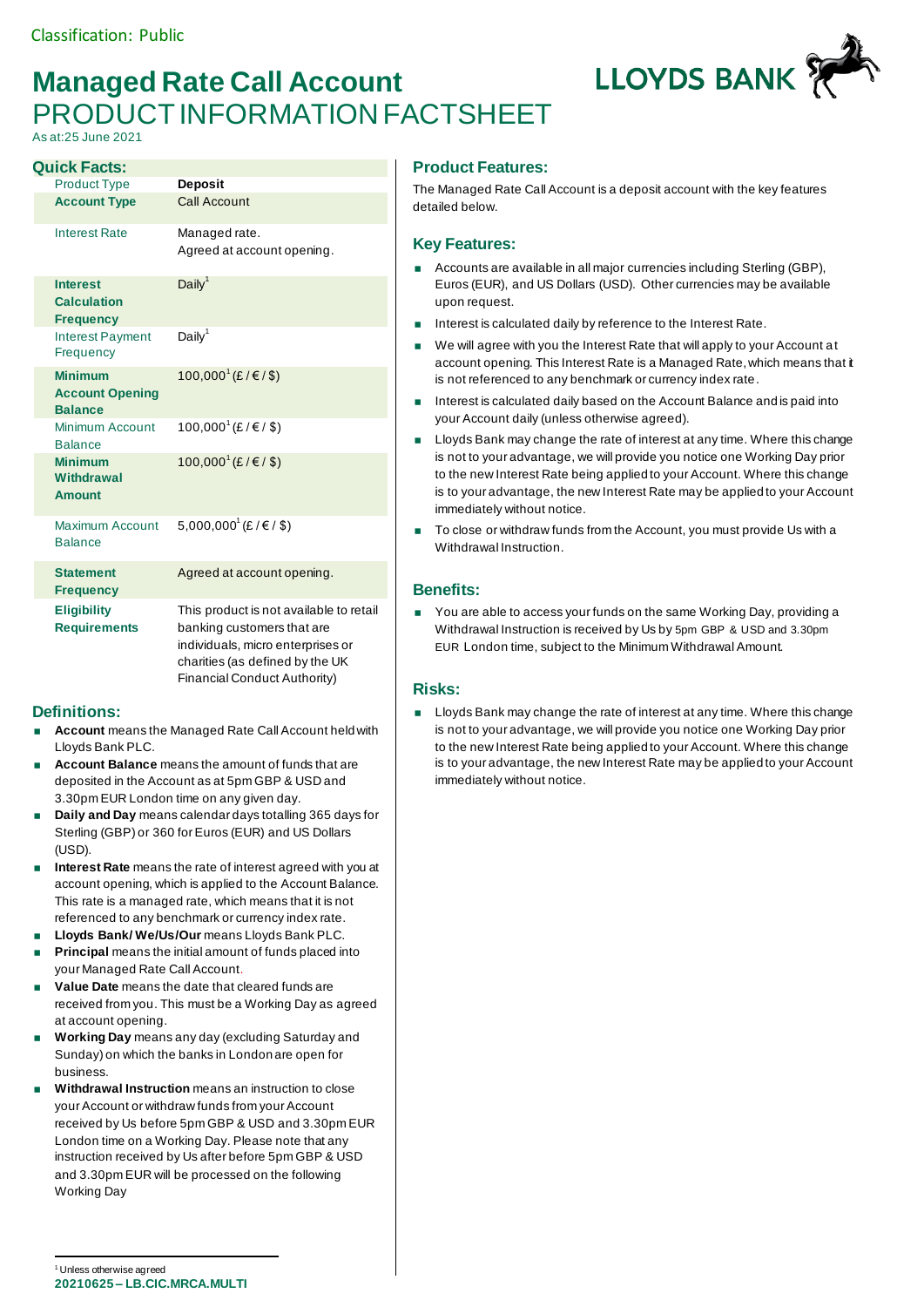Classification: Public

# Managed Rate Call Account

## PRODUCT INFORMATION FACTSHEET

As at: 25 June 2021

LLOYDS BANK

### Quick Facts:

| | |
|---|---|
| Product Type | **Deposit** |
| **Account Type** | Call Account |
| Interest Rate | Managed rate. Agreed at account opening. |
| **Interest Calculation Frequency** | Daily[1] |
| Interest Payment Frequency | Daily[1] |
| **Minimum Account Opening Balance** | 100,000[1] (£ / € / $) |
| Minimum Account Balance | 100,000[1] (£ / € / $) |
| **Minimum Withdrawal Amount** | 100,000[1] (£ / € / $) |
| Maximum Account Balance | 5,000,000[1] (£ / € / $) |
| **Statement Frequency** | Agreed at account opening. |
| **Eligibility Requirements** | This product is not available to retail banking customers that are individuals, micro enterprises or charities (as defined by the UK Financial Conduct Authority) |

### Definitions:

- **Account** means the Managed Rate Call Account held with Lloyds Bank PLC.
- **Account Balance** means the amount of funds that are deposited in the Account as at 5pm GBP & USD and 3.30pm EUR London time on any given day.
- **Daily and Day** means calendar days totalling 365 days for Sterling (GBP) or 360 for Euros (EUR) and US Dollars (USD).
- **Interest Rate** means the rate of interest agreed with you at account opening, which is applied to the Account Balance. This rate is a managed rate, which means that it is not referenced to any benchmark or currency index rate.
- **Lloyds Bank/ We/Us/Our** means Lloyds Bank PLC.
- **Principal** means the initial amount of funds placed into your Managed Rate Call Account.
- **Value Date** means the date that cleared funds are received from you. This must be a Working Day as agreed at account opening.
- **Working Day** means any day (excluding Saturday and Sunday) on which the banks in London are open for business.
- **Withdrawal Instruction** means an instruction to close your Account or withdraw funds from your Account received by Us before 5pm GBP & USD and 3.30pm EUR London time on a Working Day. Please note that any instruction received by Us after before 5pm GBP & USD and 3.30pm EUR will be processed on the following Working Day

### Product Features:

The Managed Rate Call Account is a deposit account with the key features detailed below.

### Key Features:

- Accounts are available in all major currencies including Sterling (GBP), Euros (EUR), and US Dollars (USD). Other currencies may be available upon request.
- Interest is calculated daily by reference to the Interest Rate.
- We will agree with you the Interest Rate that will apply to your Account at account opening. This Interest Rate is a Managed Rate, which means that it is not referenced to any benchmark or currency index rate.
- Interest is calculated daily based on the Account Balance and is paid into your Account daily (unless otherwise agreed).
- Lloyds Bank may change the rate of interest at any time. Where this change is not to your advantage, we will provide you notice one Working Day prior to the new Interest Rate being applied to your Account. Where this change is to your advantage, the new Interest Rate may be applied to your Account immediately without notice.
- To close or withdraw funds from the Account, you must provide Us with a Withdrawal Instruction.

### Benefits:

- You are able to access your funds on the same Working Day, providing a Withdrawal Instruction is received by Us by 5pm GBP & USD and 3.30pm EUR London time, subject to the Minimum Withdrawal Amount.

### Risks:

- Lloyds Bank may change the rate of interest at any time. Where this change is not to your advantage, we will provide you notice one Working Day prior to the new Interest Rate being applied to your Account. Where this change is to your advantage, the new Interest Rate may be applied to your Account immediately without notice.

[1] Unless otherwise agreed

**20210625 – LB.CIC.MRCA.MULTI**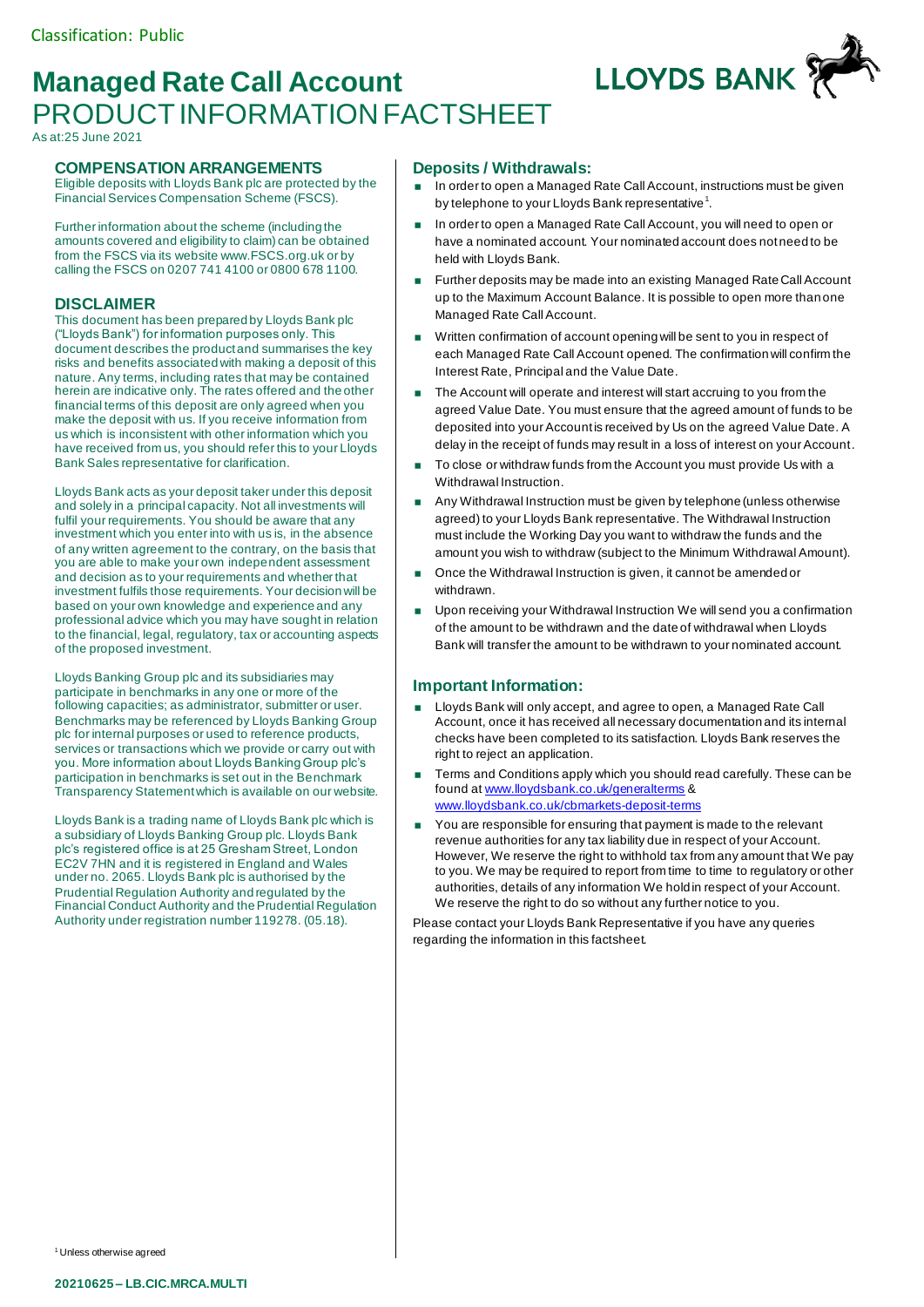Classification: Public

# Managed Rate Call Account

## PRODUCT INFORMATION FACTSHEET

As at:25 June 2021

### COMPENSATION ARRANGEMENTS

Eligible deposits with Lloyds Bank plc are protected by the Financial Services Compensation Scheme (FSCS).

Further information about the scheme (including the amounts covered and eligibility to claim) can be obtained from the FSCS via its website www.FSCS.org.uk or by calling the FSCS on 0207 741 4100 or 0800 678 1100.

### DISCLAIMER

This document has been prepared by Lloyds Bank plc ("Lloyds Bank") for information purposes only. This document describes the product and summarises the key risks and benefits associated with making a deposit of this nature. Any terms, including rates that may be contained herein are indicative only. The rates offered and the other financial terms of this deposit are only agreed when you make the deposit with us. If you receive information from us which is inconsistent with other information which you have received from us, you should refer this to your Lloyds Bank Sales representative for clarification.

Lloyds Bank acts as your deposit taker under this deposit and solely in a principal capacity. Not all investments will fulfil your requirements. You should be aware that any investment which you enter into with us is, in the absence of any written agreement to the contrary, on the basis that you are able to make your own independent assessment and decision as to your requirements and whether that investment fulfils those requirements. Your decision will be based on your own knowledge and experience and any professional advice which you may have sought in relation to the financial, legal, regulatory, tax or accounting aspects of the proposed investment.

Lloyds Banking Group plc and its subsidiaries may participate in benchmarks in any one or more of the following capacities; as administrator, submitter or user. Benchmarks may be referenced by Lloyds Banking Group plc for internal purposes or used to reference products, services or transactions which we provide or carry out with you. More information about Lloyds Banking Group plc's participation in benchmarks is set out in the Benchmark Transparency Statement which is available on our website.

Lloyds Bank is a trading name of Lloyds Bank plc which is a subsidiary of Lloyds Banking Group plc. Lloyds Bank plc's registered office is at 25 Gresham Street, London EC2V 7HN and it is registered in England and Wales under no. 2065. Lloyds Bank plc is authorised by the Prudential Regulation Authority and regulated by the Financial Conduct Authority and the Prudential Regulation Authority under registration number 119278. (05.18).

### Deposits / Withdrawals:

- In order to open a Managed Rate Call Account, instructions must be given by telephone to your Lloyds Bank representative[1].
- In order to open a Managed Rate Call Account, you will need to open or have a nominated account. Your nominated account does not need to be held with Lloyds Bank.
- Further deposits may be made into an existing Managed Rate Call Account up to the Maximum Account Balance. It is possible to open more than one Managed Rate Call Account.
- Written confirmation of account opening will be sent to you in respect of each Managed Rate Call Account opened. The confirmation will confirm the Interest Rate, Principal and the Value Date.
- The Account will operate and interest will start accruing to you from the agreed Value Date. You must ensure that the agreed amount of funds to be deposited into your Account is received by Us on the agreed Value Date. A delay in the receipt of funds may result in a loss of interest on your Account.
- To close or withdraw funds from the Account you must provide Us with a Withdrawal Instruction.
- Any Withdrawal Instruction must be given by telephone (unless otherwise agreed) to your Lloyds Bank representative. The Withdrawal Instruction must include the Working Day you want to withdraw the funds and the amount you wish to withdraw (subject to the Minimum Withdrawal Amount).
- Once the Withdrawal Instruction is given, it cannot be amended or withdrawn.
- Upon receiving your Withdrawal Instruction We will send you a confirmation of the amount to be withdrawn and the date of withdrawal when Lloyds Bank will transfer the amount to be withdrawn to your nominated account.

### Important Information:

- Lloyds Bank will only accept, and agree to open, a Managed Rate Call Account, once it has received all necessary documentation and its internal checks have been completed to its satisfaction. Lloyds Bank reserves the right to reject an application.
- Terms and Conditions apply which you should read carefully. These can be found at www.lloydsbank.co.uk/generalterms & www.lloydsbank.co.uk/cbmarkets-deposit-terms
- You are responsible for ensuring that payment is made to the relevant revenue authorities for any tax liability due in respect of your Account. However, We reserve the right to withhold tax from any amount that We pay to you. We may be required to report from time to time to regulatory or other authorities, details of any information We hold in respect of your Account. We reserve the right to do so without any further notice to you.

Please contact your Lloyds Bank Representative if you have any queries regarding the information in this factsheet.

[1] Unless otherwise agreed

20210625 – LB.CIC.MRCA.MULTI